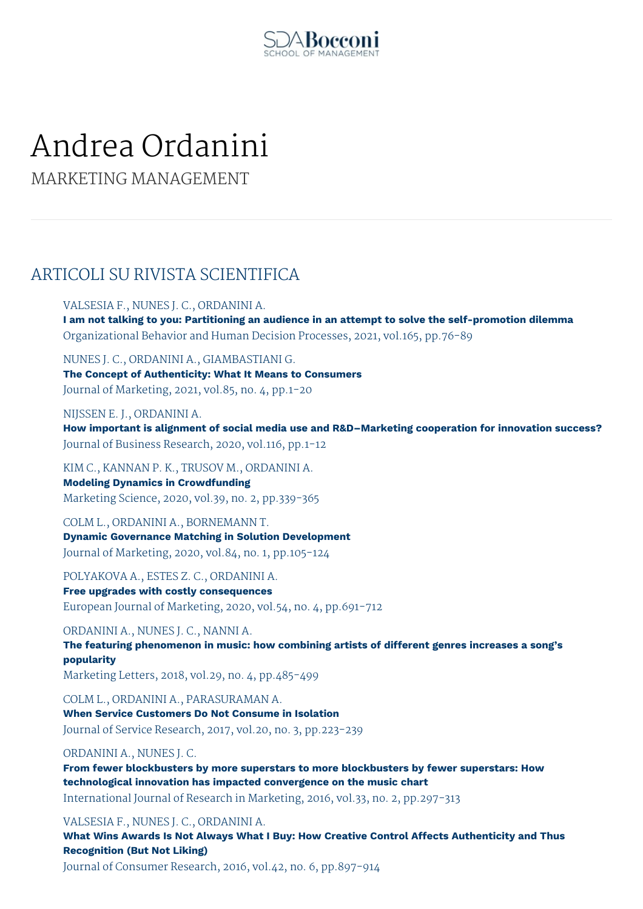SDA Bocconi
SCHOOL OF MANAGEMENT

# Andrea Ordanini

MARKETING MANAGEMENT

## ARTICOLI SU RIVISTA SCIENTIFICA

VALSESIA F., NUNES J. C., ORDANINI A.
**I am not talking to you: Partitioning an audience in an attempt to solve the self-promotion dilemma**
Organizational Behavior and Human Decision Processes, 2021, vol.165, pp.76-89

NUNES J. C., ORDANINI A., GIAMBASTIANI G.
**The Concept of Authenticity: What It Means to Consumers**
Journal of Marketing, 2021, vol.85, no. 4, pp.1-20

NIJSSEN E. J., ORDANINI A.
**How important is alignment of social media use and R&D–Marketing cooperation for innovation success?**
Journal of Business Research, 2020, vol.116, pp.1-12

KIM C., KANNAN P. K., TRUSOV M., ORDANINI A.
**Modeling Dynamics in Crowdfunding**
Marketing Science, 2020, vol.39, no. 2, pp.339-365

COLM L., ORDANINI A., BORNEMANN T.
**Dynamic Governance Matching in Solution Development**
Journal of Marketing, 2020, vol.84, no. 1, pp.105-124

POLYAKOVA A., ESTES Z. C., ORDANINI A.
**Free upgrades with costly consequences**
European Journal of Marketing, 2020, vol.54, no. 4, pp.691-712

ORDANINI A., NUNES J. C., NANNI A.
**The featuring phenomenon in music: how combining artists of different genres increases a song's popularity**
Marketing Letters, 2018, vol.29, no. 4, pp.485-499

COLM L., ORDANINI A., PARASURAMAN A.
**When Service Customers Do Not Consume in Isolation**
Journal of Service Research, 2017, vol.20, no. 3, pp.223-239

ORDANINI A., NUNES J. C.
**From fewer blockbusters by more superstars to more blockbusters by fewer superstars: How technological innovation has impacted convergence on the music chart**
International Journal of Research in Marketing, 2016, vol.33, no. 2, pp.297-313

VALSESIA F., NUNES J. C., ORDANINI A.
**What Wins Awards Is Not Always What I Buy: How Creative Control Affects Authenticity and Thus Recognition (But Not Liking)**
Journal of Consumer Research, 2016, vol.42, no. 6, pp.897-914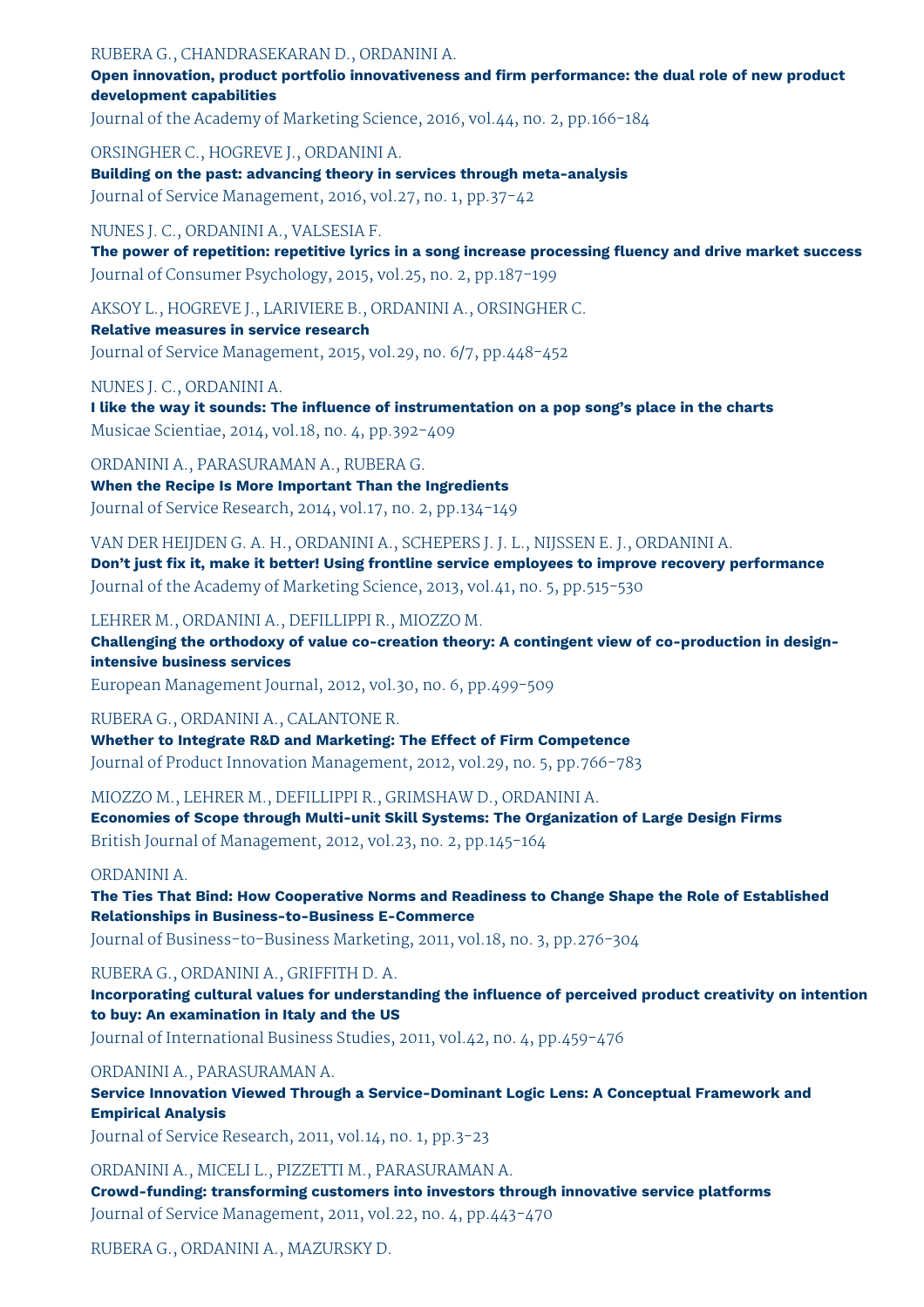RUBERA G., CHANDRASEKARAN D., ORDANINI A.
**Open innovation, product portfolio innovativeness and firm performance: the dual role of new product development capabilities**
Journal of the Academy of Marketing Science, 2016, vol.44, no. 2, pp.166-184

ORSINGHER C., HOGREVE J., ORDANINI A.
**Building on the past: advancing theory in services through meta-analysis**
Journal of Service Management, 2016, vol.27, no. 1, pp.37-42

NUNES J. C., ORDANINI A., VALSESIA F.
**The power of repetition: repetitive lyrics in a song increase processing fluency and drive market success**
Journal of Consumer Psychology, 2015, vol.25, no. 2, pp.187-199

AKSOY L., HOGREVE J., LARIVIERE B., ORDANINI A., ORSINGHER C.
**Relative measures in service research**
Journal of Service Management, 2015, vol.29, no. 6/7, pp.448-452

NUNES J. C., ORDANINI A.
**I like the way it sounds: The influence of instrumentation on a pop song's place in the charts**
Musicae Scientiae, 2014, vol.18, no. 4, pp.392-409

ORDANINI A., PARASURAMAN A., RUBERA G.
**When the Recipe Is More Important Than the Ingredients**
Journal of Service Research, 2014, vol.17, no. 2, pp.134-149

VAN DER HEIJDEN G. A. H., ORDANINI A., SCHEPERS J. J. L., NIJSSEN E. J., ORDANINI A.
**Don't just fix it, make it better! Using frontline service employees to improve recovery performance**
Journal of the Academy of Marketing Science, 2013, vol.41, no. 5, pp.515-530

LEHRER M., ORDANINI A., DEFILLIPPI R., MIOZZO M.
**Challenging the orthodoxy of value co-creation theory: A contingent view of co-production in design-intensive business services**
European Management Journal, 2012, vol.30, no. 6, pp.499-509

RUBERA G., ORDANINI A., CALANTONE R.
**Whether to Integrate R&D and Marketing: The Effect of Firm Competence**
Journal of Product Innovation Management, 2012, vol.29, no. 5, pp.766-783

MIOZZO M., LEHRER M., DEFILLIPPI R., GRIMSHAW D., ORDANINI A.
**Economies of Scope through Multi-unit Skill Systems: The Organization of Large Design Firms**
British Journal of Management, 2012, vol.23, no. 2, pp.145-164

ORDANINI A.
**The Ties That Bind: How Cooperative Norms and Readiness to Change Shape the Role of Established Relationships in Business-to-Business E-Commerce**
Journal of Business-to-Business Marketing, 2011, vol.18, no. 3, pp.276-304

RUBERA G., ORDANINI A., GRIFFITH D. A.
**Incorporating cultural values for understanding the influence of perceived product creativity on intention to buy: An examination in Italy and the US**
Journal of International Business Studies, 2011, vol.42, no. 4, pp.459-476

ORDANINI A., PARASURAMAN A.
**Service Innovation Viewed Through a Service-Dominant Logic Lens: A Conceptual Framework and Empirical Analysis**
Journal of Service Research, 2011, vol.14, no. 1, pp.3-23

ORDANINI A., MICELI L., PIZZETTI M., PARASURAMAN A.
**Crowd-funding: transforming customers into investors through innovative service platforms**
Journal of Service Management, 2011, vol.22, no. 4, pp.443-470

RUBERA G., ORDANINI A., MAZURSKY D.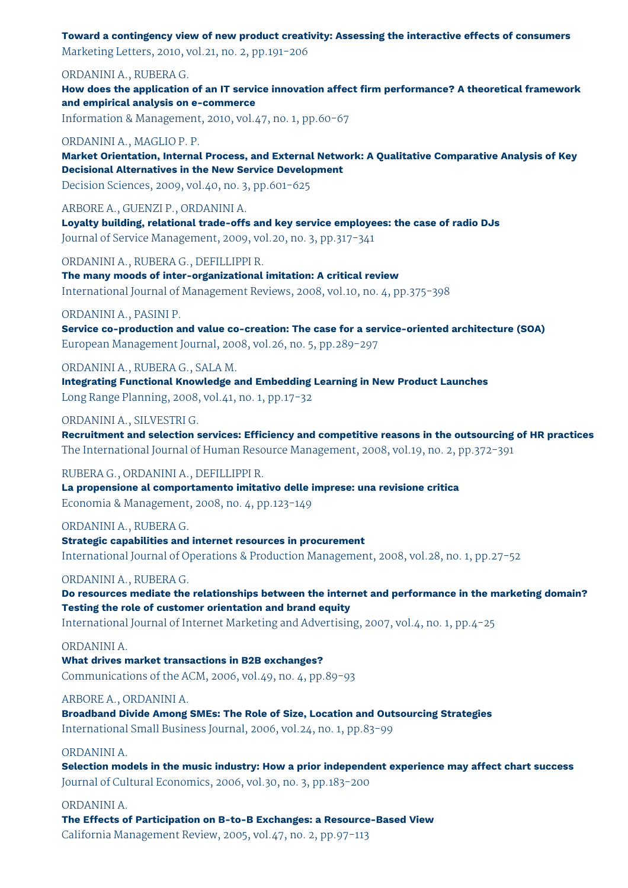**Toward a contingency view of new product creativity: Assessing the interactive effects of consumers**
Marketing Letters, 2010, vol.21, no. 2, pp.191-206

ORDANINI A., RUBERA G.
**How does the application of an IT service innovation affect firm performance? A theoretical framework and empirical analysis on e-commerce**
Information & Management, 2010, vol.47, no. 1, pp.60-67

ORDANINI A., MAGLIO P. P.
**Market Orientation, Internal Process, and External Network: A Qualitative Comparative Analysis of Key Decisional Alternatives in the New Service Development**
Decision Sciences, 2009, vol.40, no. 3, pp.601-625

ARBORE A., GUENZI P., ORDANINI A.
**Loyalty building, relational trade-offs and key service employees: the case of radio DJs**
Journal of Service Management, 2009, vol.20, no. 3, pp.317-341

ORDANINI A., RUBERA G., DEFILLIPPI R.
**The many moods of inter-organizational imitation: A critical review**
International Journal of Management Reviews, 2008, vol.10, no. 4, pp.375-398

ORDANINI A., PASINI P.
**Service co-production and value co-creation: The case for a service-oriented architecture (SOA)**
European Management Journal, 2008, vol.26, no. 5, pp.289-297

ORDANINI A., RUBERA G., SALA M.
**Integrating Functional Knowledge and Embedding Learning in New Product Launches**
Long Range Planning, 2008, vol.41, no. 1, pp.17-32

ORDANINI A., SILVESTRI G.
**Recruitment and selection services: Efficiency and competitive reasons in the outsourcing of HR practices**
The International Journal of Human Resource Management, 2008, vol.19, no. 2, pp.372-391

RUBERA G., ORDANINI A., DEFILLIPPI R.
**La propensione al comportamento imitativo delle imprese: una revisione critica**
Economia & Management, 2008, no. 4, pp.123-149

ORDANINI A., RUBERA G.
**Strategic capabilities and internet resources in procurement**
International Journal of Operations & Production Management, 2008, vol.28, no. 1, pp.27-52

ORDANINI A., RUBERA G.
**Do resources mediate the relationships between the internet and performance in the marketing domain? Testing the role of customer orientation and brand equity**
International Journal of Internet Marketing and Advertising, 2007, vol.4, no. 1, pp.4-25

ORDANINI A.
**What drives market transactions in B2B exchanges?**
Communications of the ACM, 2006, vol.49, no. 4, pp.89-93

ARBORE A., ORDANINI A.
**Broadband Divide Among SMEs: The Role of Size, Location and Outsourcing Strategies**
International Small Business Journal, 2006, vol.24, no. 1, pp.83-99

ORDANINI A.
**Selection models in the music industry: How a prior independent experience may affect chart success**
Journal of Cultural Economics, 2006, vol.30, no. 3, pp.183-200

ORDANINI A.
**The Effects of Participation on B-to-B Exchanges: a Resource-Based View**
California Management Review, 2005, vol.47, no. 2, pp.97-113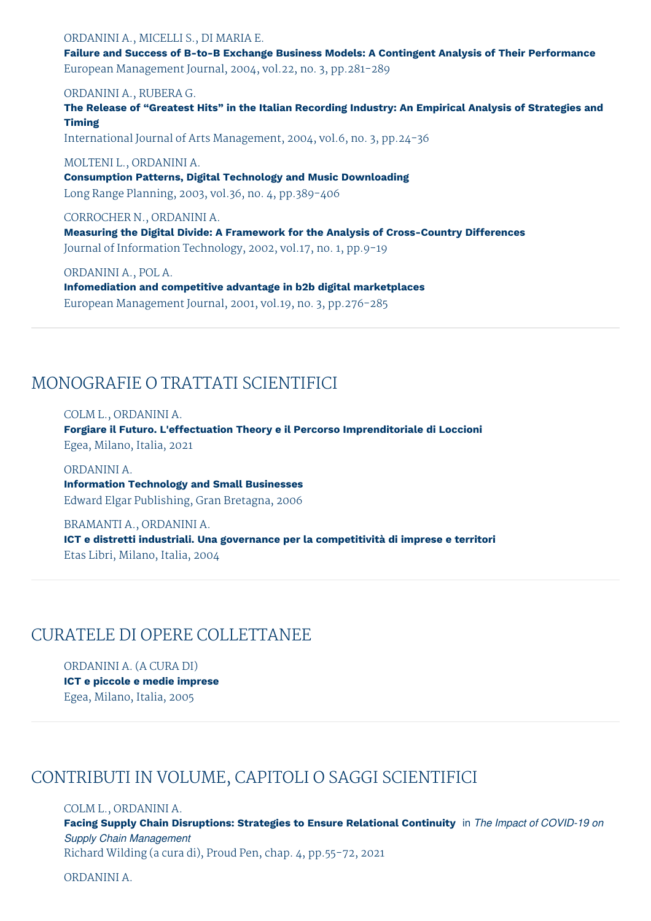ORDANINI A., MICELLI S., DI MARIA E.
**Failure and Success of B-to-B Exchange Business Models: A Contingent Analysis of Their Performance**
European Management Journal, 2004, vol.22, no. 3, pp.281-289

ORDANINI A., RUBERA G.
**The Release of "Greatest Hits" in the Italian Recording Industry: An Empirical Analysis of Strategies and Timing**
International Journal of Arts Management, 2004, vol.6, no. 3, pp.24-36

MOLTENI L., ORDANINI A.
**Consumption Patterns, Digital Technology and Music Downloading**
Long Range Planning, 2003, vol.36, no. 4, pp.389-406

CORROCHER N., ORDANINI A.
**Measuring the Digital Divide: A Framework for the Analysis of Cross-Country Differences**
Journal of Information Technology, 2002, vol.17, no. 1, pp.9-19

ORDANINI A., POL A.
**Infomediation and competitive advantage in b2b digital marketplaces**
European Management Journal, 2001, vol.19, no. 3, pp.276-285

## MONOGRAFIE O TRATTATI SCIENTIFICI

COLM L., ORDANINI A.
**Forgiare il Futuro. L'effectuation Theory e il Percorso Imprenditoriale di Loccioni**
Egea, Milano, Italia, 2021

ORDANINI A.
**Information Technology and Small Businesses**
Edward Elgar Publishing, Gran Bretagna, 2006

BRAMANTI A., ORDANINI A.
**ICT e distretti industriali. Una governance per la competitività di imprese e territori**
Etas Libri, Milano, Italia, 2004

## CURATELE DI OPERE COLLETTANEE

ORDANINI A. (A CURA DI)
**ICT e piccole e medie imprese**
Egea, Milano, Italia, 2005

## CONTRIBUTI IN VOLUME, CAPITOLI O SAGGI SCIENTIFICI

COLM L., ORDANINI A.
**Facing Supply Chain Disruptions: Strategies to Ensure Relational Continuity** in *The Impact of COVID-19 on Supply Chain Management*
Richard Wilding (a cura di), Proud Pen, chap. 4, pp.55-72, 2021

ORDANINI A.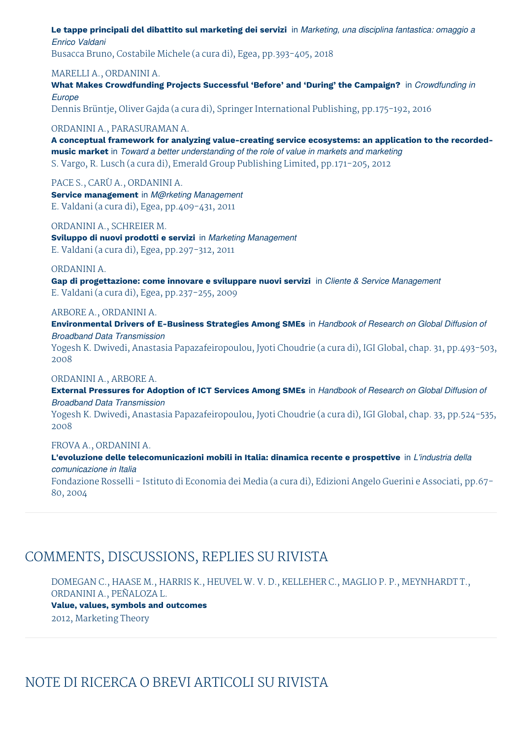**Le tappe principali del dibattito sul marketing dei servizi** in *Marketing, una disciplina fantastica: omaggio a Enrico Valdani*
Busacca Bruno, Costabile Michele (a cura di), Egea, pp.393-405, 2018

MARELLI A., ORDANINI A.
**What Makes Crowdfunding Projects Successful 'Before' and 'During' the Campaign?** in *Crowdfunding in Europe*
Dennis Brüntje, Oliver Gajda (a cura di), Springer International Publishing, pp.175-192, 2016

ORDANINI A., PARASURAMAN A.
**A conceptual framework for analyzing value-creating service ecosystems: an application to the recorded-music market** in *Toward a better understanding of the role of value in markets and marketing*
S. Vargo, R. Lusch (a cura di), Emerald Group Publishing Limited, pp.171-205, 2012

PACE S., CARÙ A., ORDANINI A.
**Service management** in *M@rketing Management*
E. Valdani (a cura di), Egea, pp.409-431, 2011

ORDANINI A., SCHREIER M.
**Sviluppo di nuovi prodotti e servizi** in *Marketing Management*
E. Valdani (a cura di), Egea, pp.297-312, 2011

ORDANINI A.
**Gap di progettazione: come innovare e sviluppare nuovi servizi** in *Cliente & Service Management*
E. Valdani (a cura di), Egea, pp.237-255, 2009

ARBORE A., ORDANINI A.
**Environmental Drivers of E-Business Strategies Among SMEs** in *Handbook of Research on Global Diffusion of Broadband Data Transmission*
Yogesh K. Dwivedi, Anastasia Papazafeiropoulou, Jyoti Choudrie (a cura di), IGI Global, chap. 31, pp.493-503, 2008

ORDANINI A., ARBORE A.
**External Pressures for Adoption of ICT Services Among SMEs** in *Handbook of Research on Global Diffusion of Broadband Data Transmission*
Yogesh K. Dwivedi, Anastasia Papazafeiropoulou, Jyoti Choudrie (a cura di), IGI Global, chap. 33, pp.524-535, 2008

FROVA A., ORDANINI A.
**L'evoluzione delle telecomunicazioni mobili in Italia: dinamica recente e prospettive** in *L'industria della comunicazione in Italia*
Fondazione Rosselli - Istituto di Economia dei Media (a cura di), Edizioni Angelo Guerini e Associati, pp.67-80, 2004

## COMMENTS, DISCUSSIONS, REPLIES SU RIVISTA

DOMEGAN C., HAASE M., HARRIS K., HEUVEL W. V. D., KELLEHER C., MAGLIO P. P., MEYNHARDT T., ORDANINI A., PEÑALOZA L.
**Value, values, symbols and outcomes**
2012, Marketing Theory

## NOTE DI RICERCA O BREVI ARTICOLI SU RIVISTA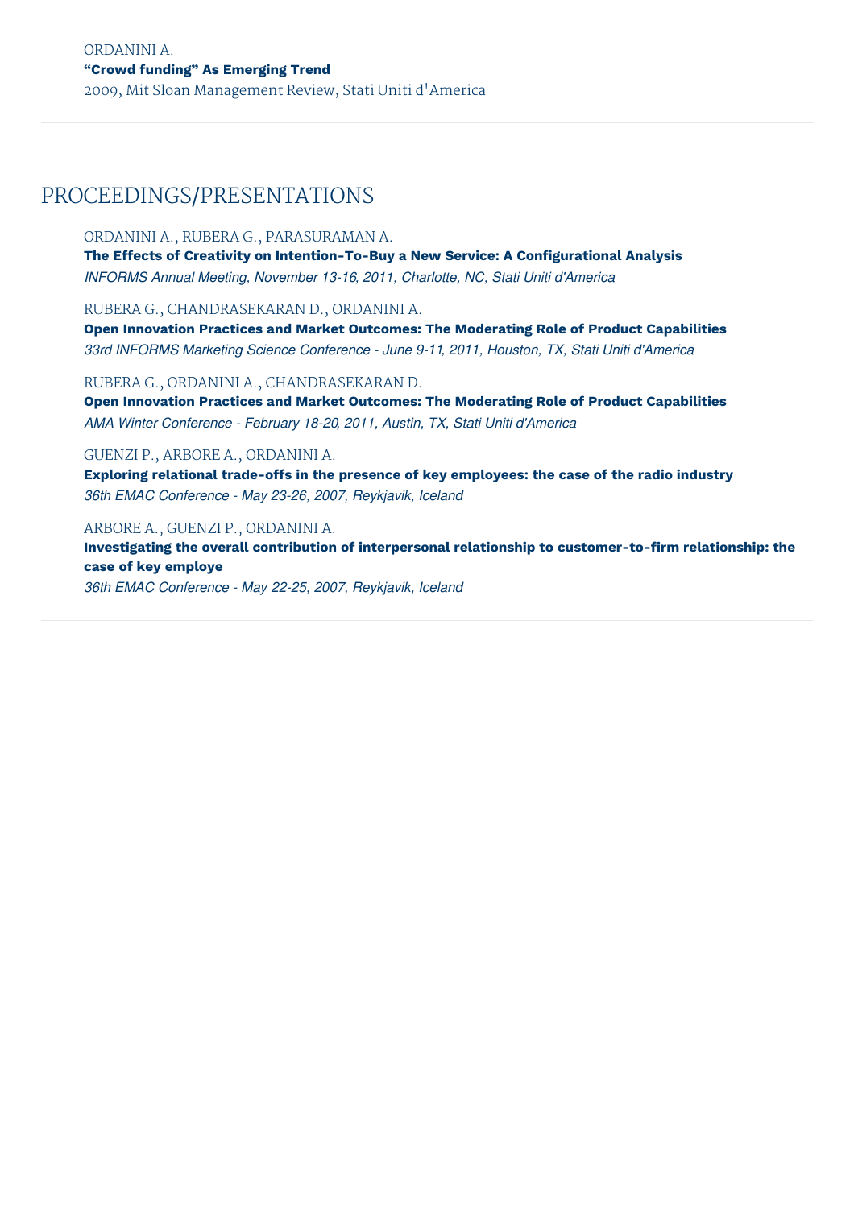ORDANINI A.
**“Crowd funding” As Emerging Trend**
2009, Mit Sloan Management Review, Stati Uniti d'America

## PROCEEDINGS/PRESENTATIONS

ORDANINI A., RUBERA G., PARASURAMAN A.
**The Effects of Creativity on Intention-To-Buy a New Service: A Configurational Analysis**
*INFORMS Annual Meeting, November 13-16, 2011, Charlotte, NC, Stati Uniti d'America*

RUBERA G., CHANDRASEKARAN D., ORDANINI A.
**Open Innovation Practices and Market Outcomes: The Moderating Role of Product Capabilities**
*33rd INFORMS Marketing Science Conference - June 9-11, 2011, Houston, TX, Stati Uniti d'America*

RUBERA G., ORDANINI A., CHANDRASEKARAN D.
**Open Innovation Practices and Market Outcomes: The Moderating Role of Product Capabilities**
*AMA Winter Conference - February 18-20, 2011, Austin, TX, Stati Uniti d'America*

GUENZI P., ARBORE A., ORDANINI A.
**Exploring relational trade-offs in the presence of key employees: the case of the radio industry**
*36th EMAC Conference - May 23-26, 2007, Reykjavik, Iceland*

ARBORE A., GUENZI P., ORDANINI A.
**Investigating the overall contribution of interpersonal relationship to customer-to-firm relationship: the case of key employe**
*36th EMAC Conference - May 22-25, 2007, Reykjavik, Iceland*